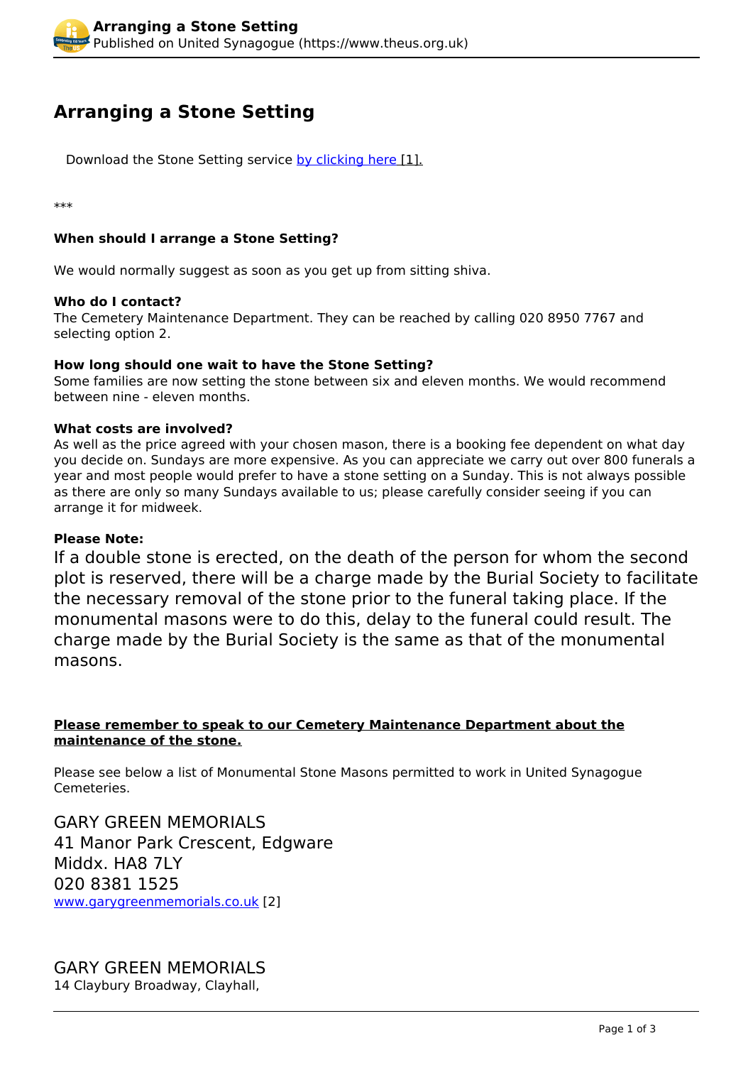# Arranging a Stone Setting

Download the Stone Setting service [by clicking here](#) [1].

***

**When should I arrange a Stone Setting?**

We would normally suggest as soon as you get up from sitting shiva.

**Who do I contact?**
The Cemetery Maintenance Department. They can be reached by calling 020 8950 7767 and selecting option 2.

**How long should one wait to have the Stone Setting?**
Some families are now setting the stone between six and eleven months. We would recommend between nine - eleven months.

**What costs are involved?**
As well as the price agreed with your chosen mason, there is a booking fee dependent on what day you decide on. Sundays are more expensive. As you can appreciate we carry out over 800 funerals a year and most people would prefer to have a stone setting on a Sunday. This is not always possible as there are only so many Sundays available to us; please carefully consider seeing if you can arrange it for midweek.

**Please Note:**

If a double stone is erected, on the death of the person for whom the second plot is reserved, there will be a charge made by the Burial Society to facilitate the necessary removal of the stone prior to the funeral taking place. If the monumental masons were to do this, delay to the funeral could result. The charge made by the Burial Society is the same as that of the monumental masons.

**Please remember to speak to our Cemetery Maintenance Department about the maintenance of the stone.**

Please see below a list of Monumental Stone Masons permitted to work in United Synagogue Cemeteries.

GARY GREEN MEMORIALS
41 Manor Park Crescent, Edgware
Middx. HA8 7LY
020 8381 1525
[www.garygreenmemorials.co.uk](http://www.garygreenmemorials.co.uk) [2]

GARY GREEN MEMORIALS
14 Claybury Broadway, Clayhall,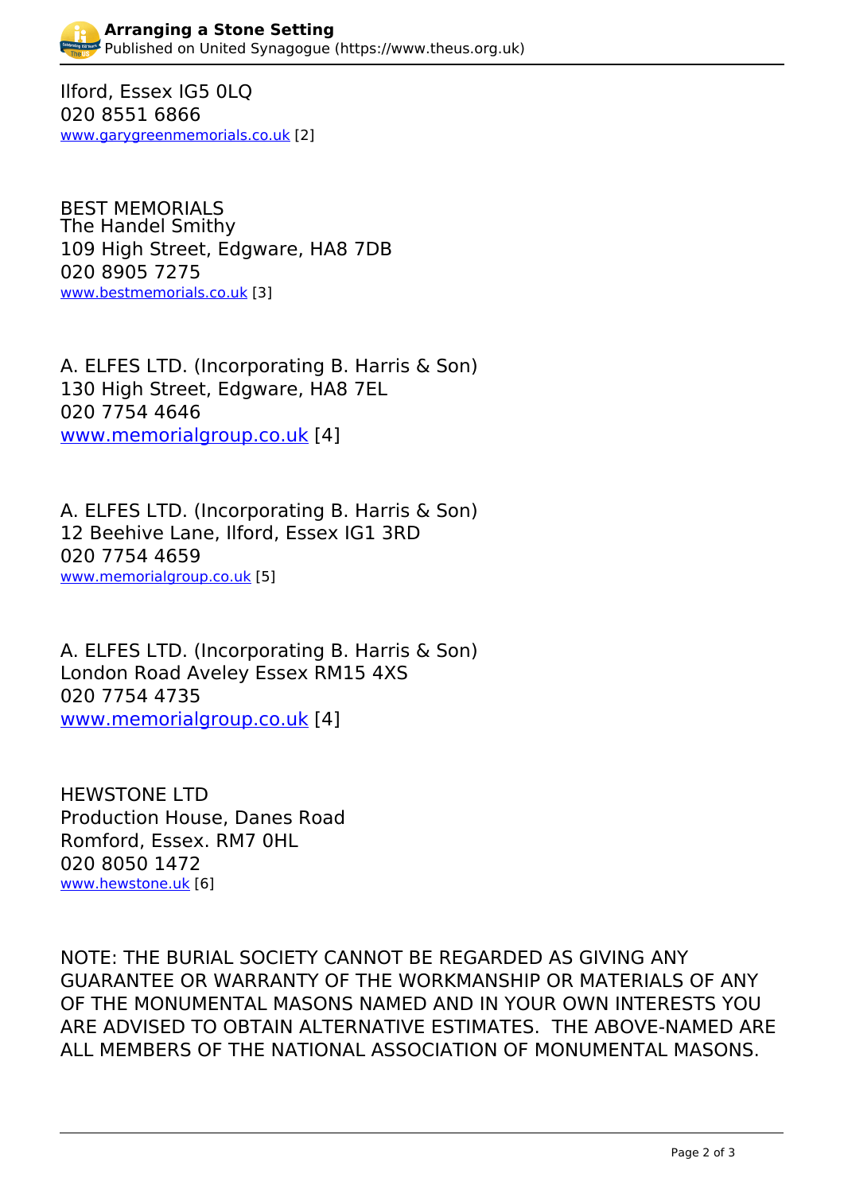Ilford, Essex IG5 0LQ
020 8551 6866
www.garygreenmemorials.co.uk [2]

BEST MEMORIALS
The Handel Smithy
109 High Street, Edgware, HA8 7DB
020 8905 7275
www.bestmemorials.co.uk [3]

A. ELFES LTD. (Incorporating B. Harris & Son)
130 High Street, Edgware, HA8 7EL
020 7754 4646
www.memorialgroup.co.uk [4]

A. ELFES LTD. (Incorporating B. Harris & Son)
12 Beehive Lane, Ilford, Essex IG1 3RD
020 7754 4659
www.memorialgroup.co.uk [5]

A. ELFES LTD. (Incorporating B. Harris & Son)
London Road Aveley Essex RM15 4XS
020 7754 4735
www.memorialgroup.co.uk [4]

HEWSTONE LTD
Production House, Danes Road
Romford, Essex. RM7 0HL
020 8050 1472
www.hewstone.uk [6]

NOTE: THE BURIAL SOCIETY CANNOT BE REGARDED AS GIVING ANY GUARANTEE OR WARRANTY OF THE WORKMANSHIP OR MATERIALS OF ANY OF THE MONUMENTAL MASONS NAMED AND IN YOUR OWN INTERESTS YOU ARE ADVISED TO OBTAIN ALTERNATIVE ESTIMATES. THE ABOVE-NAMED ARE ALL MEMBERS OF THE NATIONAL ASSOCIATION OF MONUMENTAL MASONS.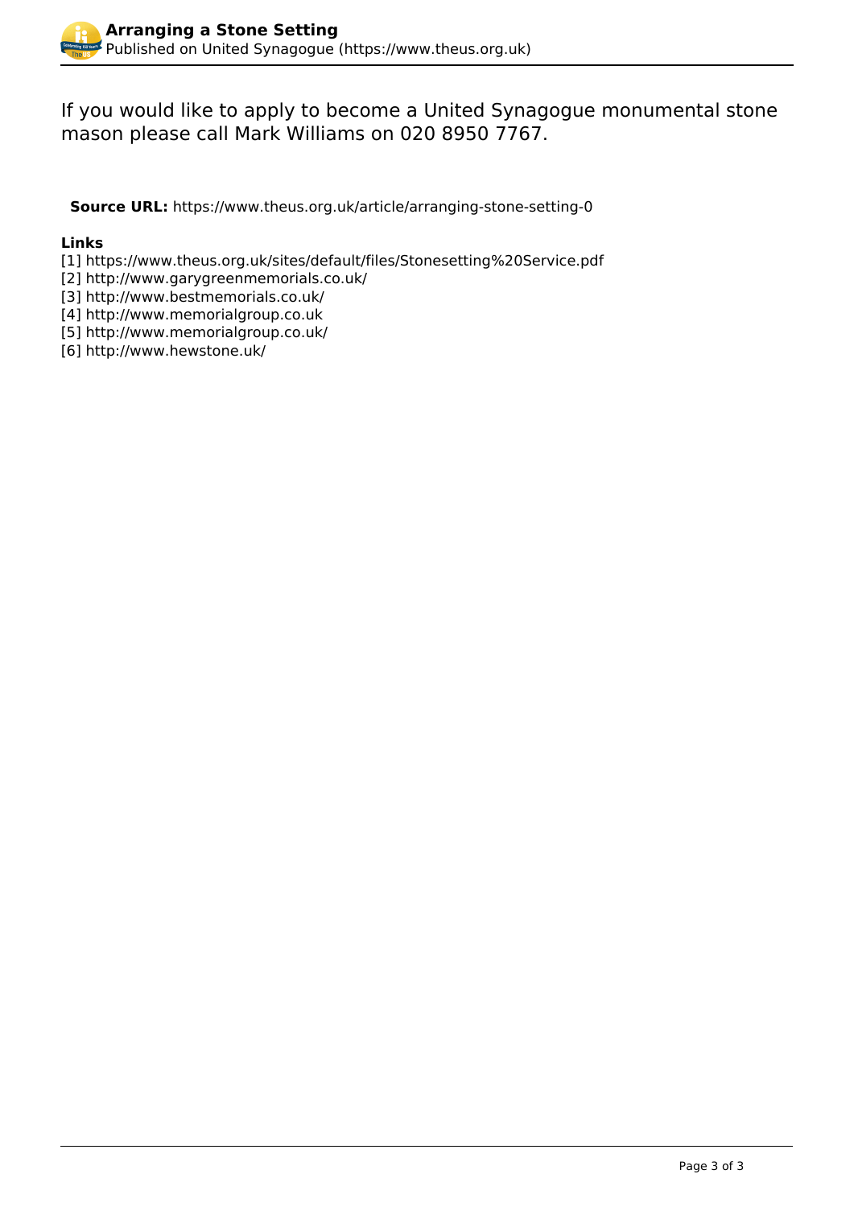If you would like to apply to become a United Synagogue monumental stone mason please call Mark Williams on 020 8950 7767.

**Source URL:** https://www.theus.org.uk/article/arranging-stone-setting-0

**Links**

[1] https://www.theus.org.uk/sites/default/files/Stonesetting%20Service.pdf
[2] http://www.garygreenmemorials.co.uk/
[3] http://www.bestmemorials.co.uk/
[4] http://www.memorialgroup.co.uk
[5] http://www.memorialgroup.co.uk/
[6] http://www.hewstone.uk/